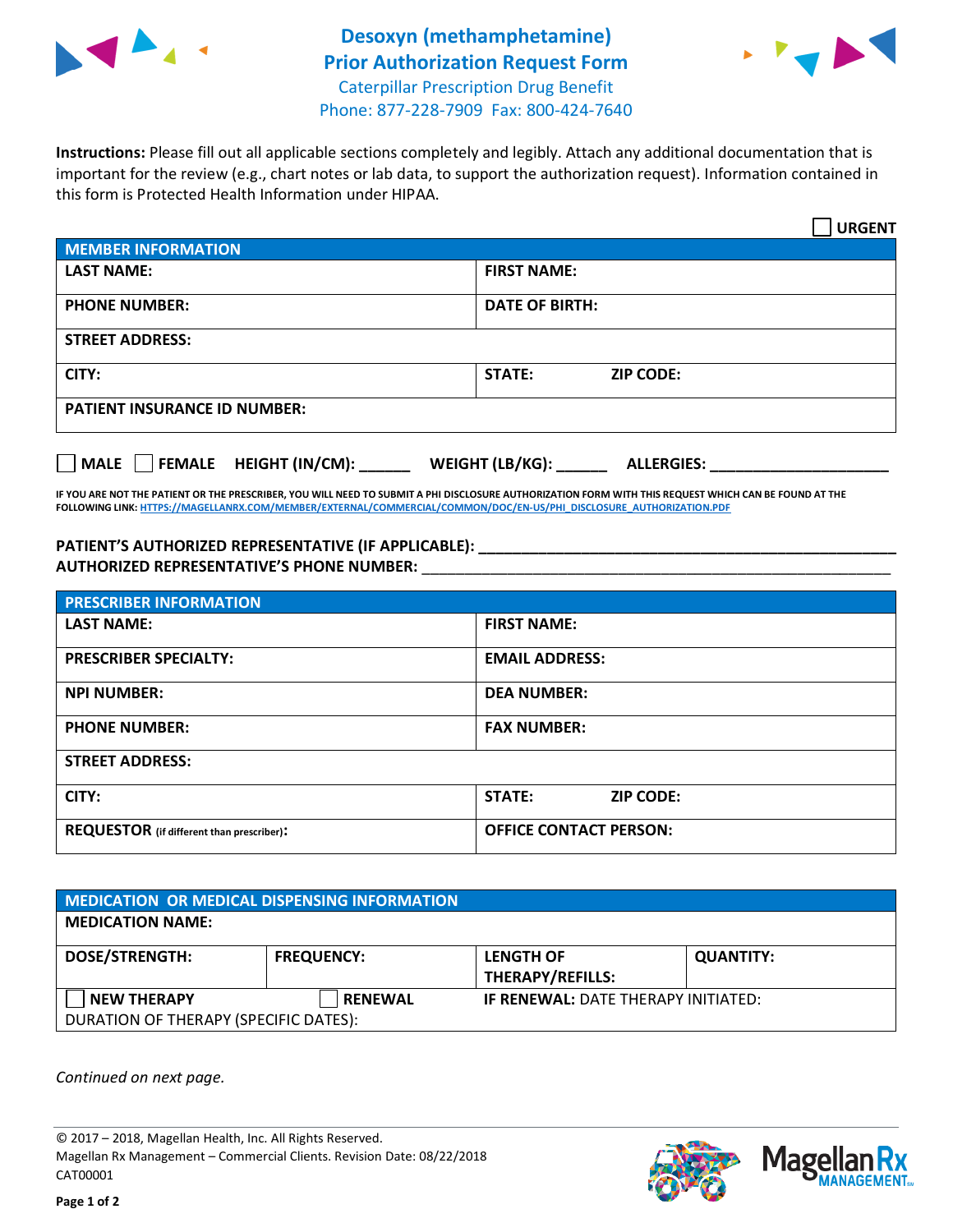# Desoxyn (methamphetamine) Prior Authorization Request Form

Caterpillar Prescription Drug Benefit
Phone: 877-228-7909 Fax: 800-424-7640

**Instructions:** Please fill out all applicable sections completely and legibly. Attach any additional documentation that is important for the review (e.g., chart notes or lab data, to support the authorization request). Information contained in this form is Protected Health Information under HIPAA.

☐ **URGENT**

| MEMBER INFORMATION | |
|---|---|
| **LAST NAME:** | **FIRST NAME:** |
| **PHONE NUMBER:** | **DATE OF BIRTH:** |
| **STREET ADDRESS:** | |
| **CITY:** | **STATE:** **ZIP CODE:** |
| **PATIENT INSURANCE ID NUMBER:** | |

☐ **MALE** ☐ **FEMALE** **HEIGHT (IN/CM):** ______ **WEIGHT (LB/KG):** ______ **ALLERGIES:** ____________________

**IF YOU ARE NOT THE PATIENT OR THE PRESCRIBER, YOU WILL NEED TO SUBMIT A PHI DISCLOSURE AUTHORIZATION FORM WITH THIS REQUEST WHICH CAN BE FOUND AT THE FOLLOWING LINK: HTTPS://MAGELLANRX.COM/MEMBER/EXTERNAL/COMMERCIAL/COMMON/DOC/EN-US/PHI_DISCLOSURE_AUTHORIZATION.PDF**

**PATIENT'S AUTHORIZED REPRESENTATIVE (IF APPLICABLE):** ____________________________________________

**AUTHORIZED REPRESENTATIVE'S PHONE NUMBER:** ____________________________________________

| PRESCRIBER INFORMATION | |
|---|---|
| **LAST NAME:** | **FIRST NAME:** |
| **PRESCRIBER SPECIALTY:** | **EMAIL ADDRESS:** |
| **NPI NUMBER:** | **DEA NUMBER:** |
| **PHONE NUMBER:** | **FAX NUMBER:** |
| **STREET ADDRESS:** | |
| **CITY:** | **STATE:** **ZIP CODE:** |
| **REQUESTOR** (if different than prescriber)**:** | **OFFICE CONTACT PERSON:** |

| MEDICATION OR MEDICAL DISPENSING INFORMATION | | | |
|---|---|---|---|
| **MEDICATION NAME:** | | | |
| **DOSE/STRENGTH:** | **FREQUENCY:** | **LENGTH OF THERAPY/REFILLS:** | **QUANTITY:** |
| ☐ **NEW THERAPY** | ☐ **RENEWAL** | **IF RENEWAL:** DATE THERAPY INITIATED: | |
| DURATION OF THERAPY (SPECIFIC DATES): | | | |

*Continued on next page.*

© 2017 – 2018, Magellan Health, Inc. All Rights Reserved.
Magellan Rx Management – Commercial Clients. Revision Date: 08/22/2018
CAT00001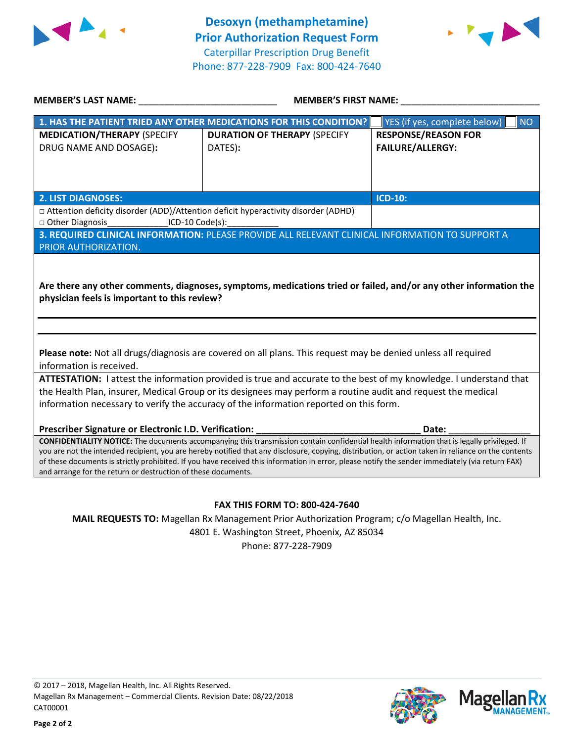# Desoxyn (methamphetamine)
## Prior Authorization Request Form

Caterpillar Prescription Drug Benefit
Phone: 877-228-7909 Fax: 800-424-7640

**MEMBER'S LAST NAME:** ___________________________ **MEMBER'S FIRST NAME:** ___________________________

| **1. HAS THE PATIENT TRIED ANY OTHER MEDICATIONS FOR THIS CONDITION?** | | ☐ YES (if yes, complete below) ☐ NO |
|---|---|---|
| **MEDICATION/THERAPY** (SPECIFY DRUG NAME AND DOSAGE): | **DURATION OF THERAPY** (SPECIFY DATES): | **RESPONSE/REASON FOR FAILURE/ALLERGY:** |
| | | |

| **2. LIST DIAGNOSES:** | **ICD-10:** |
|---|---|
| □ Attention deficity disorder (ADD)/Attention deficit hyperactivity disorder (ADHD)<br>□ Other Diagnosis_____________ICD-10 Code(s):___________ | |

**3. REQUIRED CLINICAL INFORMATION:** PLEASE PROVIDE ALL RELEVANT CLINICAL INFORMATION TO SUPPORT A PRIOR AUTHORIZATION.

**Are there any other comments, diagnoses, symptoms, medications tried or failed, and/or any other information the physician feels is important to this review?**

_______________________________________________________________

_______________________________________________________________

**Please note:** Not all drugs/diagnosis are covered on all plans. This request may be denied unless all required information is received.

**ATTESTATION:** I attest the information provided is true and accurate to the best of my knowledge. I understand that the Health Plan, insurer, Medical Group or its designees may perform a routine audit and request the medical information necessary to verify the accuracy of the information reported on this form.

**Prescriber Signature or Electronic I.D. Verification:** ________________________________ **Date:** _______________

**CONFIDENTIALITY NOTICE:** The documents accompanying this transmission contain confidential health information that is legally privileged. If you are not the intended recipient, you are hereby notified that any disclosure, copying, distribution, or action taken in reliance on the contents of these documents is strictly prohibited. If you have received this information in error, please notify the sender immediately (via return FAX) and arrange for the return or destruction of these documents.

**FAX THIS FORM TO: 800-424-7640**

**MAIL REQUESTS TO:** Magellan Rx Management Prior Authorization Program; c/o Magellan Health, Inc.
4801 E. Washington Street, Phoenix, AZ 85034
Phone: 877-228-7909

© 2017 – 2018, Magellan Health, Inc. All Rights Reserved.
Magellan Rx Management – Commercial Clients. Revision Date: 08/22/2018
CAT00001